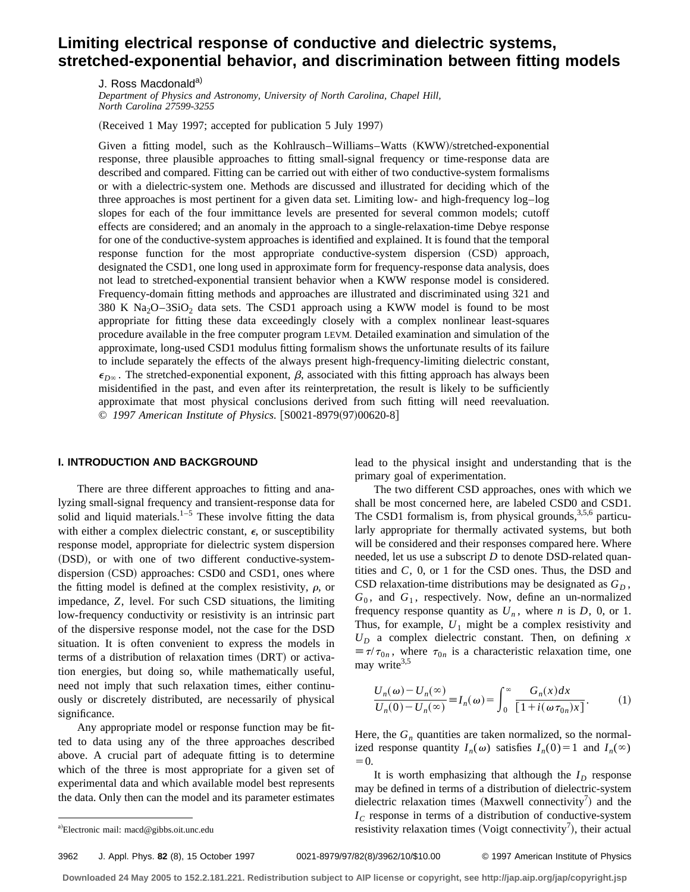# Limiting electrical response of conductive and dielectric systems, stretched-exponential behavior, and discrimination between fitting models

J. Ross Macdonald[a]

*Department of Physics and Astronomy, University of North Carolina, Chapel Hill, North Carolina 27599-3255*

(Received 1 May 1997; accepted for publication 5 July 1997)

Given a fitting model, such as the Kohlrausch–Williams–Watts (KWW)/stretched-exponential response, three plausible approaches to fitting small-signal frequency or time-response data are described and compared. Fitting can be carried out with either of two conductive-system formalisms or with a dielectric-system one. Methods are discussed and illustrated for deciding which of the three approaches is most pertinent for a given data set. Limiting low- and high-frequency log–log slopes for each of the four immittance levels are presented for several common models; cutoff effects are considered; and an anomaly in the approach to a single-relaxation-time Debye response for one of the conductive-system approaches is identified and explained. It is found that the temporal response function for the most appropriate conductive-system dispersion (CSD) approach, designated the CSD1, one long used in approximate form for frequency-response data analysis, does not lead to stretched-exponential transient behavior when a KWW response model is considered. Frequency-domain fitting methods and approaches are illustrated and discriminated using 321 and 380 K $Na_2O-3SiO_2$ data sets. The CSD1 approach using a KWW model is found to be most appropriate for fitting these data exceedingly closely with a complex nonlinear least-squares procedure available in the free computer program LEVM. Detailed examination and simulation of the approximate, long-used CSD1 modulus fitting formalism shows the unfortunate results of its failure to include separately the effects of the always present high-frequency-limiting dielectric constant, $\epsilon_{D\infty}$. The stretched-exponential exponent, $\beta$, associated with this fitting approach has always been misidentified in the past, and even after its reinterpretation, the result is likely to be sufficiently approximate that most physical conclusions derived from such fitting will need reevaluation. © *1997 American Institute of Physics.* [S0021-8979(97)00620-8]

## I. INTRODUCTION AND BACKGROUND

There are three different approaches to fitting and analyzing small-signal frequency and transient-response data for solid and liquid materials.[1–5] These involve fitting the data with either a complex dielectric constant, $\epsilon$, or susceptibility response model, appropriate for dielectric system dispersion (DSD), or with one of two different conductive-system-dispersion (CSD) approaches: CSD0 and CSD1, ones where the fitting model is defined at the complex resistivity, $\rho$, or impedance, $Z$, level. For such CSD situations, the limiting low-frequency conductivity or resistivity is an intrinsic part of the dispersive response model, not the case for the DSD situation. It is often convenient to express the models in terms of a distribution of relaxation times (DRT) or activation energies, but doing so, while mathematically useful, need not imply that such relaxation times, either continuously or discretely distributed, are necessarily of physical significance.

Any appropriate model or response function may be fitted to data using any of the three approaches described above. A crucial part of adequate fitting is to determine which of the three is most appropriate for a given set of experimental data and which available model best represents the data. Only then can the model and its parameter estimates lead to the physical insight and understanding that is the primary goal of experimentation.

The two different CSD approaches, ones with which we shall be most concerned here, are labeled CSD0 and CSD1. The CSD1 formalism is, from physical grounds,[3,5,6] particularly appropriate for thermally activated systems, but both will be considered and their responses compared here. Where needed, let us use a subscript $D$ to denote DSD-related quantities and $C$, 0, or 1 for the CSD ones. Thus, the DSD and CSD relaxation-time distributions may be designated as $G_D$, $G_0$, and $G_1$, respectively. Now, define an un-normalized frequency response quantity as $U_n$, where $n$ is $D$, 0, or 1. Thus, for example, $U_1$ might be a complex resistivity and $U_D$ a complex dielectric constant. Then, on defining $x \equiv \tau/\tau_{0n}$, where $\tau_{0n}$ is a characteristic relaxation time, one may write[3,5]

$$\frac{U_n(\omega)-U_n(\infty)}{U_n(0)-U_n(\infty)} \equiv I_n(\omega) = \int_0^\infty \frac{G_n(x)dx}{[1+i(\omega\tau_{0n})x]}. \tag{1}$$

Here, the $G_n$ quantities are taken normalized, so the normalized response quantity $I_n(\omega)$ satisfies $I_n(0)=1$ and $I_n(\infty)=0$.

It is worth emphasizing that although the $I_D$ response may be defined in terms of a distribution of dielectric-system dielectric relaxation times (Maxwell connectivity[7]) and the $I_C$ response in terms of a distribution of conductive-system resistivity relaxation times (Voigt connectivity[7]), their actual

[a]Electronic mail: macd@gibbs.oit.unc.edu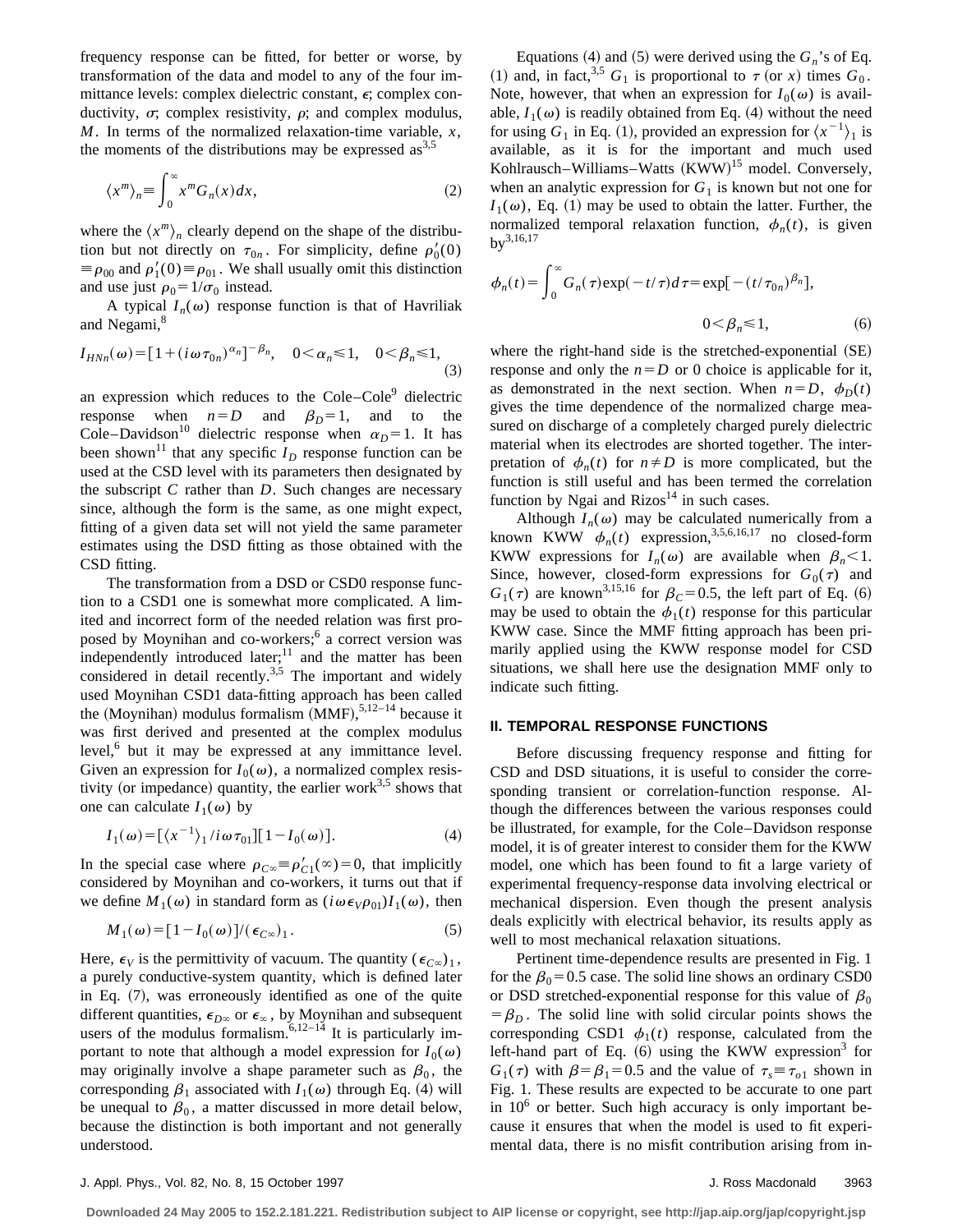frequency response can be fitted, for better or worse, by transformation of the data and model to any of the four immittance levels: complex dielectric constant, $\epsilon$; complex conductivity, $\sigma$; complex resistivity, $\rho$; and complex modulus, $M$. In terms of the normalized relaxation-time variable, $x$, the moments of the distributions may be expressed as[3,5]

$$\langle x^m \rangle_n \equiv \int_0^\infty x^m G_n(x) dx, \tag{2}$$

where the $\langle x^m \rangle_n$ clearly depend on the shape of the distribution but not directly on $\tau_{0n}$. For simplicity, define $\rho_0'(0) \equiv \rho_{00}$ and $\rho_1'(0) \equiv \rho_{01}$. We shall usually omit this distinction and use just $\rho_0 = 1/\sigma_0$ instead.

A typical $I_n(\omega)$ response function is that of Havriliak and Negami,[8]

$$I_{HNn}(\omega) = [1 + (i\omega\tau_{0n})^{\alpha_n}]^{-\beta_n}, \quad 0 < \alpha_n \leq 1, \quad 0 < \beta_n \leq 1, \tag{3}$$

an expression which reduces to the Cole–Cole[9] dielectric response when $n = D$ and $\beta_D = 1$, and to the Cole–Davidson[10] dielectric response when $\alpha_D = 1$. It has been shown[11] that any specific $I_D$ response function can be used at the CSD level with its parameters then designated by the subscript $C$ rather than $D$. Such changes are necessary since, although the form is the same, as one might expect, fitting of a given data set will not yield the same parameter estimates using the DSD fitting as those obtained with the CSD fitting.

The transformation from a DSD or CSD0 response function to a CSD1 one is somewhat more complicated. A limited and incorrect form of the needed relation was first proposed by Moynihan and co-workers;[6] a correct version was independently introduced later;[11] and the matter has been considered in detail recently.[3,5] The important and widely used Moynihan CSD1 data-fitting approach has been called the (Moynihan) modulus formalism (MMF),[5,12–14] because it was first derived and presented at the complex modulus level,[6] but it may be expressed at any immittance level. Given an expression for $I_0(\omega)$, a normalized complex resistivity (or impedance) quantity, the earlier work[3,5] shows that one can calculate $I_1(\omega)$ by

$$I_1(\omega) = [\langle x^{-1} \rangle_1 / i\omega\tau_{01}][1 - I_0(\omega)]. \tag{4}$$

In the special case where $\rho_{C\infty} \equiv \rho_{C1}'(\infty) = 0$, that implicitly considered by Moynihan and co-workers, it turns out that if we define $M_1(\omega)$ in standard form as $(i\omega\epsilon_V\rho_{01})I_1(\omega)$, then

$$M_1(\omega) = [1 - I_0(\omega)]/(\epsilon_{C\infty})_1. \tag{5}$$

Here, $\epsilon_V$ is the permittivity of vacuum. The quantity $(\epsilon_{C\infty})_1$, a purely conductive-system quantity, which is defined later in Eq. (7), was erroneously identified as one of the quite different quantities, $\epsilon_{D\infty}$ or $\epsilon_\infty$, by Moynihan and subsequent users of the modulus formalism.[6,12–14] It is particularly important to note that although a model expression for $I_0(\omega)$ may originally involve a shape parameter such as $\beta_0$, the corresponding $\beta_1$ associated with $I_1(\omega)$ through Eq. (4) will be unequal to $\beta_0$, a matter discussed in more detail below, because the distinction is both important and not generally understood.

Equations (4) and (5) were derived using the $G_n$'s of Eq. (1) and, in fact,[3,5] $G_1$ is proportional to $\tau$ (or $x$) times $G_0$. Note, however, that when an expression for $I_0(\omega)$ is available, $I_1(\omega)$ is readily obtained from Eq. (4) without the need for using $G_1$ in Eq. (1), provided an expression for $\langle x^{-1} \rangle_1$ is available, as it is for the important and much used Kohlrausch–Williams–Watts (KWW)[15] model. Conversely, when an analytic expression for $G_1$ is known but not one for $I_1(\omega)$, Eq. (1) may be used to obtain the latter. Further, the normalized temporal relaxation function, $\phi_n(t)$, is given by[3,16,17]

$$\phi_n(t) = \int_0^\infty G_n(\tau)\exp(-t/\tau)d\tau = \exp[-(t/\tau_{0n})^{\beta_n}],$$
$$0 < \beta_n \leq 1, \tag{6}$$

where the right-hand side is the stretched-exponential (SE) response and only the $n = D$ or 0 choice is applicable for it, as demonstrated in the next section. When $n = D$, $\phi_D(t)$ gives the time dependence of the normalized charge measured on discharge of a completely charged purely dielectric material when its electrodes are shorted together. The interpretation of $\phi_n(t)$ for $n \neq D$ is more complicated, but the function is still useful and has been termed the correlation function by Ngai and Rizos[14] in such cases.

Although $I_n(\omega)$ may be calculated numerically from a known KWW $\phi_n(t)$ expression,[3,5,6,16,17] no closed-form KWW expressions for $I_n(\omega)$ are available when $\beta_n < 1$. Since, however, closed-form expressions for $G_0(\tau)$ and $G_1(\tau)$ are known[3,15,16] for $\beta_C = 0.5$, the left part of Eq. (6) may be used to obtain the $\phi_1(t)$ response for this particular KWW case. Since the MMF fitting approach has been primarily applied using the KWW response model for CSD situations, we shall here use the designation MMF only to indicate such fitting.

## II. TEMPORAL RESPONSE FUNCTIONS

Before discussing frequency response and fitting for CSD and DSD situations, it is useful to consider the corresponding transient or correlation-function response. Although the differences between the various responses could be illustrated, for example, for the Cole–Davidson response model, it is of greater interest to consider them for the KWW model, one which has been found to fit a large variety of experimental frequency-response data involving electrical or mechanical dispersion. Even though the present analysis deals explicitly with electrical behavior, its results apply as well to most mechanical relaxation situations.

Pertinent time-dependence results are presented in Fig. 1 for the $\beta_0 = 0.5$ case. The solid line shows an ordinary CSD0 or DSD stretched-exponential response for this value of $\beta_0 = \beta_D$. The solid line with solid circular points shows the corresponding CSD1 $\phi_1(t)$ response, calculated from the left-hand part of Eq. (6) using the KWW expression[3] for $G_1(\tau)$ with $\beta = \beta_1 = 0.5$ and the value of $\tau_s \equiv \tau_{o1}$ shown in Fig. 1. These results are expected to be accurate to one part in $10^6$ or better. Such high accuracy is only important because it ensures that when the model is used to fit experimental data, there is no misfit contribution arising from in-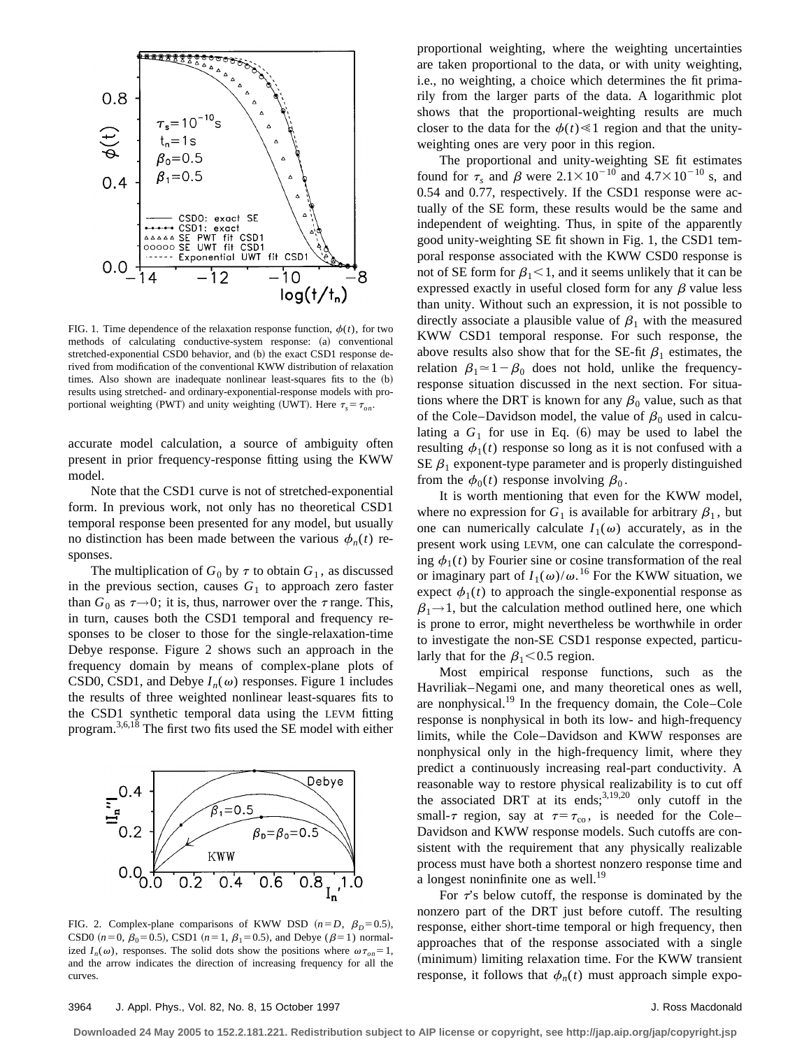FIG. 1. Time dependence of the relaxation response function, $\phi(t)$, for two methods of calculating conductive-system response: (a) conventional stretched-exponential CSD0 behavior, and (b) the exact CSD1 response derived from modification of the conventional KWW distribution of relaxation times. Also shown are inadequate nonlinear least-squares fits to the (b) results using stretched- and ordinary-exponential-response models with proportional weighting (PWT) and unity weighting (UWT). Here $\tau_s = \tau_{on}$.

accurate model calculation, a source of ambiguity often present in prior frequency-response fitting using the KWW model.

Note that the CSD1 curve is not of stretched-exponential form. In previous work, not only has no theoretical CSD1 temporal response been presented for any model, but usually no distinction has been made between the various $\phi_n(t)$ responses.

The multiplication of $G_0$ by $\tau$ to obtain $G_1$, as discussed in the previous section, causes $G_1$ to approach zero faster than $G_0$ as $\tau \rightarrow 0$; it is, thus, narrower over the $\tau$ range. This, in turn, causes both the CSD1 temporal and frequency responses to be closer to those for the single-relaxation-time Debye response. Figure 2 shows such an approach in the frequency domain by means of complex-plane plots of CSD0, CSD1, and Debye $I_n(\omega)$ responses. Figure 1 includes the results of three weighted nonlinear least-squares fits to the CSD1 synthetic temporal data using the LEVM fitting program.[3,6,18] The first two fits used the SE model with either

FIG. 2. Complex-plane comparisons of KWW DSD ($n=D$, $\beta_D=0.5$), CSD0 ($n=0$, $\beta_0=0.5$), CSD1 ($n=1$, $\beta_1=0.5$), and Debye ($\beta=1$) normalized $I_n(\omega)$, responses. The solid dots show the positions where $\omega\tau_{on}=1$, and the arrow indicates the direction of increasing frequency for all the curves.

proportional weighting, where the weighting uncertainties are taken proportional to the data, or with unity weighting, i.e., no weighting, a choice which determines the fit primarily from the larger parts of the data. A logarithmic plot shows that the proportional-weighting results are much closer to the data for the $\phi(t) \ll 1$ region and that the unity-weighting ones are very poor in this region.

The proportional and unity-weighting SE fit estimates found for $\tau_s$ and $\beta$ were $2.1\times10^{-10}$ and $4.7\times10^{-10}$ s, and 0.54 and 0.77, respectively. If the CSD1 response were actually of the SE form, these results would be the same and independent of weighting. Thus, in spite of the apparently good unity-weighting SE fit shown in Fig. 1, the CSD1 temporal response associated with the KWW CSD0 response is not of SE form for $\beta_1 < 1$, and it seems unlikely that it can be expressed exactly in useful closed form for any $\beta$ value less than unity. Without such an expression, it is not possible to directly associate a plausible value of $\beta_1$ with the measured KWW CSD1 temporal response. For such response, the above results also show that for the SE-fit $\beta_1$ estimates, the relation $\beta_1 \simeq 1-\beta_0$ does not hold, unlike the frequency-response situation discussed in the next section. For situations where the DRT is known for any $\beta_0$ value, such as that of the Cole–Davidson model, the value of $\beta_0$ used in calculating a $G_1$ for use in Eq. (6) may be used to label the resulting $\phi_1(t)$ response so long as it is not confused with a SE $\beta_1$ exponent-type parameter and is properly distinguished from the $\phi_0(t)$ response involving $\beta_0$.

It is worth mentioning that even for the KWW model, where no expression for $G_1$ is available for arbitrary $\beta_1$, but one can numerically calculate $I_1(\omega)$ accurately, as in the present work using LEVM, one can calculate the corresponding $\phi_1(t)$ by Fourier sine or cosine transformation of the real or imaginary part of $I_1(\omega)/\omega$.[16] For the KWW situation, we expect $\phi_1(t)$ to approach the single-exponential response as $\beta_1 \rightarrow 1$, but the calculation method outlined here, one which is prone to error, might nevertheless be worthwhile in order to investigate the non-SE CSD1 response expected, particularly that for the $\beta_1 < 0.5$ region.

Most empirical response functions, such as the Havriliak–Negami one, and many theoretical ones as well, are nonphysical.[19] In the frequency domain, the Cole–Cole response is nonphysical in both its low- and high-frequency limits, while the Cole–Davidson and KWW responses are nonphysical only in the high-frequency limit, where they predict a continuously increasing real-part conductivity. A reasonable way to restore physical realizability is to cut off the associated DRT at its ends;[3,19,20] only cutoff in the small-$\tau$ region, say at $\tau=\tau_{co}$, is needed for the Cole–Davidson and KWW response models. Such cutoffs are consistent with the requirement that any physically realizable process must have both a shortest nonzero response time and a longest noninfinite one as well.[19]

For $\tau$'s below cutoff, the response is dominated by the nonzero part of the DRT just before cutoff. The resulting response, either short-time temporal or high frequency, then approaches that of the response associated with a single (minimum) limiting relaxation time. For the KWW transient response, it follows that $\phi_n(t)$ must approach simple expo-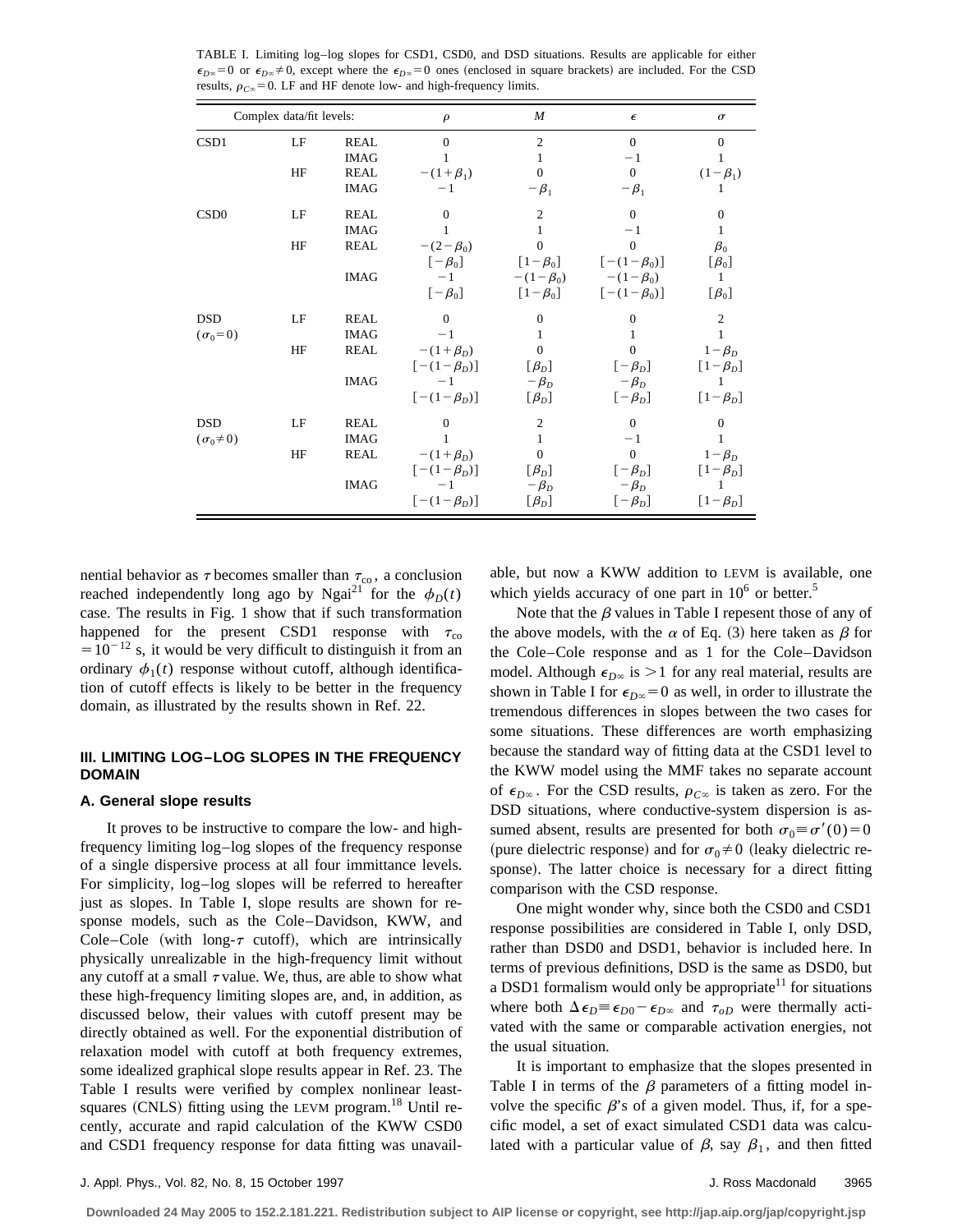TABLE I. Limiting log–log slopes for CSD1, CSD0, and DSD situations. Results are applicable for either $\epsilon_{D\infty}=0$ or $\epsilon_{D\infty}\neq 0$, except where the $\epsilon_{D\infty}=0$ ones (enclosed in square brackets) are included. For the CSD results, $\rho_{C\infty}=0$. LF and HF denote low- and high-frequency limits.

| Complex data/fit levels: | | | $\rho$ | $M$ | $\epsilon$ | $\sigma$ |
|---|---|---|---|---|---|---|
| CSD1 | LF | REAL | 0 | 2 | 0 | 0 |
| | | IMAG | 1 | 1 | $-1$ | 1 |
| | HF | REAL | $-(1+\beta_1)$ | 0 | 0 | $(1-\beta_1)$ |
| | | IMAG | $-1$ | $-\beta_1$ | $-\beta_1$ | 1 |
| CSD0 | LF | REAL | 0 | 2 | 0 | 0 |
| | | IMAG | 1 | 1 | $-1$ | 1 |
| | HF | REAL | $-(2-\beta_0)$ | 0 | 0 | $\beta_0$ |
| | | | $[-\beta_0]$ | $[1-\beta_0]$ | $[-(1-\beta_0)]$ | $[\beta_0]$ |
| | | IMAG | $-1$ | $-(1-\beta_0)$ | $-(1-\beta_0)$ | 1 |
| | | | $[-\beta_0]$ | $[1-\beta_0]$ | $[-(1-\beta_0)]$ | $[\beta_0]$ |
| DSD ($\sigma_0=0$) | LF | REAL | 0 | 0 | 0 | 2 |
| | | IMAG | $-1$ | 1 | 1 | 1 |
| | HF | REAL | $-(1+\beta_D)$ | 0 | 0 | $1-\beta_D$ |
| | | | $[-(1-\beta_D)]$ | $[\beta_D]$ | $[-\beta_D]$ | $[1-\beta_D]$ |
| | | IMAG | $-1$ | $-\beta_D$ | $-\beta_D$ | 1 |
| | | | $[-(1-\beta_D)]$ | $[\beta_D]$ | $[-\beta_D]$ | $[1-\beta_D]$ |
| DSD ($\sigma_0\neq 0$) | LF | REAL | 0 | 2 | 0 | 0 |
| | | IMAG | 1 | 1 | $-1$ | 1 |
| | HF | REAL | $-(1+\beta_D)$ | 0 | 0 | $1-\beta_D$ |
| | | | $[-(1-\beta_D)]$ | $[\beta_D]$ | $[-\beta_D]$ | $[1-\beta_D]$ |
| | | IMAG | $-1$ | $-\beta_D$ | $-\beta_D$ | 1 |
| | | | $[-(1-\beta_D)]$ | $[\beta_D]$ | $[-\beta_D]$ | $[1-\beta_D]$ |

nential behavior as $\tau$ becomes smaller than $\tau_{co}$, a conclusion reached independently long ago by Ngai[21] for the $\phi_D(t)$ case. The results in Fig. 1 show that if such transformation happened for the present CSD1 response with $\tau_{co}=10^{-12}$ s, it would be very difficult to distinguish it from an ordinary $\phi_1(t)$ response without cutoff, although identification of cutoff effects is likely to be better in the frequency domain, as illustrated by the results shown in Ref. 22.

## III. LIMITING LOG–LOG SLOPES IN THE FREQUENCY DOMAIN

### A. General slope results

It proves to be instructive to compare the low- and high-frequency limiting log–log slopes of the frequency response of a single dispersive process at all four immittance levels. For simplicity, log–log slopes will be referred to hereafter just as slopes. In Table I, slope results are shown for response models, such as the Cole–Davidson, KWW, and Cole–Cole (with long-$\tau$ cutoff), which are intrinsically physically unrealizable in the high-frequency limit without any cutoff at a small $\tau$ value. We, thus, are able to show what these high-frequency limiting slopes are, and, in addition, as discussed below, their values with cutoff present may be directly obtained as well. For the exponential distribution of relaxation model with cutoff at both frequency extremes, some idealized graphical slope results appear in Ref. 23. The Table I results were verified by complex nonlinear least-squares (CNLS) fitting using the LEVM program.[18] Until recently, accurate and rapid calculation of the KWW CSD0 and CSD1 frequency response for data fitting was unavailable, but now a KWW addition to LEVM is available, one which yields accuracy of one part in $10^6$ or better.[5]

Note that the $\beta$ values in Table I repesent those of any of the above models, with the $\alpha$ of Eq. (3) here taken as $\beta$ for the Cole–Cole response and as 1 for the Cole–Davidson model. Although $\epsilon_{D\infty}$ is $>1$ for any real material, results are shown in Table I for $\epsilon_{D\infty}=0$ as well, in order to illustrate the tremendous differences in slopes between the two cases for some situations. These differences are worth emphasizing because the standard way of fitting data at the CSD1 level to the KWW model using the MMF takes no separate account of $\epsilon_{D\infty}$. For the CSD results, $\rho_{C\infty}$ is taken as zero. For the DSD situations, where conductive-system dispersion is assumed absent, results are presented for both $\sigma_0\equiv\sigma'(0)=0$ (pure dielectric response) and for $\sigma_0\neq 0$ (leaky dielectric response). The latter choice is necessary for a direct fitting comparison with the CSD response.

One might wonder why, since both the CSD0 and CSD1 response possibilities are considered in Table I, only DSD, rather than DSD0 and DSD1, behavior is included here. In terms of previous definitions, DSD is the same as DSD0, but a DSD1 formalism would only be appropriate[11] for situations where both $\Delta\epsilon_D\equiv\epsilon_{D0}-\epsilon_{D\infty}$ and $\tau_{oD}$ were thermally activated with the same or comparable activation energies, not the usual situation.

It is important to emphasize that the slopes presented in Table I in terms of the $\beta$ parameters of a fitting model involve the specific $\beta$'s of a given model. Thus, if, for a specific model, a set of exact simulated CSD1 data was calculated with a particular value of $\beta$, say $\beta_1$, and then fitted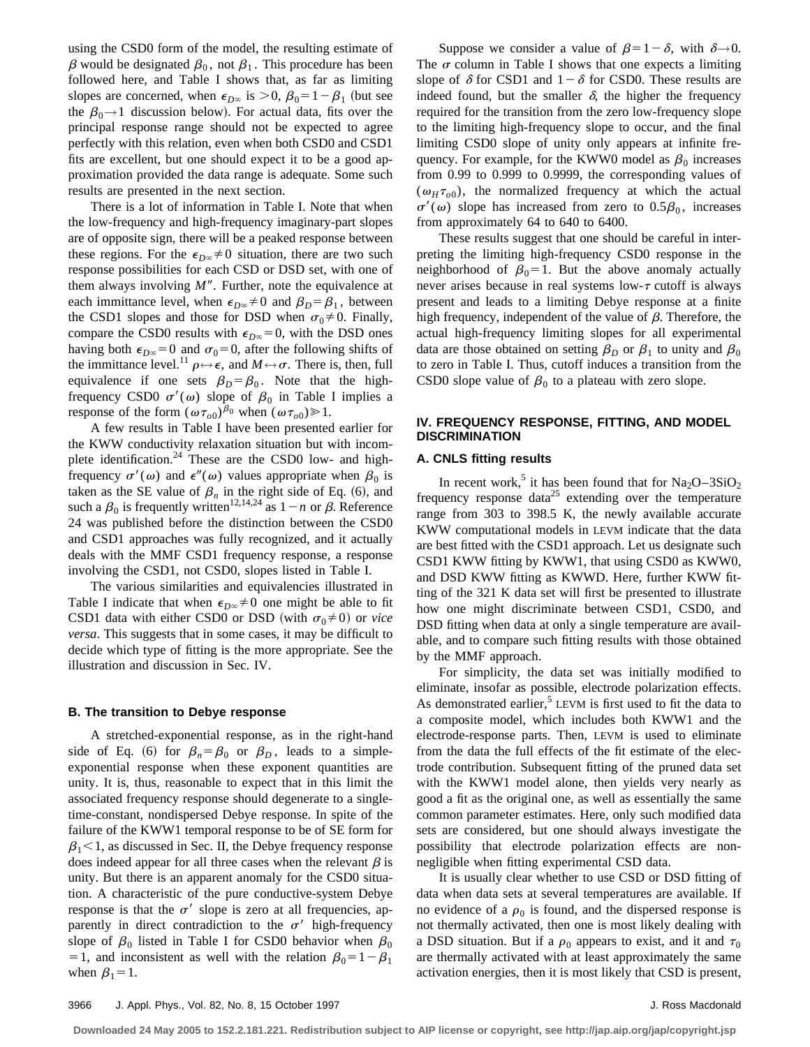using the CSD0 form of the model, the resulting estimate of $\beta$ would be designated $\beta_0$, not $\beta_1$. This procedure has been followed here, and Table I shows that, as far as limiting slopes are concerned, when $\epsilon_{D\infty}$ is $>0$, $\beta_0 = 1-\beta_1$ (but see the $\beta_0 \rightarrow 1$ discussion below). For actual data, fits over the principal response range should not be expected to agree perfectly with this relation, even when both CSD0 and CSD1 fits are excellent, but one should expect it to be a good approximation provided the data range is adequate. Some such results are presented in the next section.

There is a lot of information in Table I. Note that when the low-frequency and high-frequency imaginary-part slopes are of opposite sign, there will be a peaked response between these regions. For the $\epsilon_{D\infty} \neq 0$ situation, there are two such response possibilities for each CSD or DSD set, with one of them always involving $M''$. Further, note the equivalence at each immittance level, when $\epsilon_{D\infty} \neq 0$ and $\beta_D = \beta_1$, between the CSD1 slopes and those for DSD when $\sigma_0 \neq 0$. Finally, compare the CSD0 results with $\epsilon_{D\infty} = 0$, with the DSD ones having both $\epsilon_{D\infty} = 0$ and $\sigma_0 = 0$, after the following shifts of the immittance level.[11] $\rho \leftrightarrow \epsilon$, and $M \leftrightarrow \sigma$. There is, then, full equivalence if one sets $\beta_D = \beta_0$. Note that the high-frequency CSD0 $\sigma'(\omega)$ slope of $\beta_0$ in Table I implies a response of the form $(\omega\tau_{o0})^{\beta_0}$ when $(\omega\tau_{o0}) \gg 1$.

A few results in Table I have been presented earlier for the KWW conductivity relaxation situation but with incomplete identification.[24] These are the CSD0 low- and high-frequency $\sigma'(\omega)$ and $\epsilon''(\omega)$ values appropriate when $\beta_0$ is taken as the SE value of $\beta_n$ in the right side of Eq. (6), and such a $\beta_0$ is frequently written[12,14,24] as $1-n$ or $\beta$. Reference 24 was published before the distinction between the CSD0 and CSD1 approaches was fully recognized, and it actually deals with the MMF CSD1 frequency response, a response involving the CSD1, not CSD0, slopes listed in Table I.

The various similarities and equivalencies illustrated in Table I indicate that when $\epsilon_{D\infty} \neq 0$ one might be able to fit CSD1 data with either CSD0 or DSD (with $\sigma_0 \neq 0$) or *vice versa*. This suggests that in some cases, it may be difficult to decide which type of fitting is the more appropriate. See the illustration and discussion in Sec. IV.

### B. The transition to Debye response

A stretched-exponential response, as in the right-hand side of Eq. (6) for $\beta_n = \beta_0$ or $\beta_D$, leads to a simple-exponential response when these exponent quantities are unity. It is, thus, reasonable to expect that in this limit the associated frequency response should degenerate to a single-time-constant, nondispersed Debye response. In spite of the failure of the KWW1 temporal response to be of SE form for $\beta_1 < 1$, as discussed in Sec. II, the Debye frequency response does indeed appear for all three cases when the relevant $\beta$ is unity. But there is an apparent anomaly for the CSD0 situation. A characteristic of the pure conductive-system Debye response is that the $\sigma'$ slope is zero at all frequencies, apparently in direct contradiction to the $\sigma'$ high-frequency slope of $\beta_0$ listed in Table I for CSD0 behavior when $\beta_0 = 1$, and inconsistent as well with the relation $\beta_0 = 1-\beta_1$ when $\beta_1 = 1$.

Suppose we consider a value of $\beta = 1-\delta$, with $\delta \rightarrow 0$. The $\sigma$ column in Table I shows that one expects a limiting slope of $\delta$ for CSD1 and $1-\delta$ for CSD0. These results are indeed found, but the smaller $\delta$, the higher the frequency required for the transition from the zero low-frequency slope to the limiting high-frequency slope to occur, and the final limiting CSD0 slope of unity only appears at infinite frequency. For example, for the KWW0 model as $\beta_0$ increases from 0.99 to 0.999 to 0.9999, the corresponding values of $(\omega_H \tau_{o0})$, the normalized frequency at which the actual $\sigma'(\omega)$ slope has increased from zero to $0.5\beta_0$, increases from approximately 64 to 640 to 6400.

These results suggest that one should be careful in interpreting the limiting high-frequency CSD0 response in the neighborhood of $\beta_0 = 1$. But the above anomaly actually never arises because in real systems low-$\tau$ cutoff is always present and leads to a limiting Debye response at a finite high frequency, independent of the value of $\beta$. Therefore, the actual high-frequency limiting slopes for all experimental data are those obtained on setting $\beta_D$ or $\beta_1$ to unity and $\beta_0$ to zero in Table I. Thus, cutoff induces a transition from the CSD0 slope value of $\beta_0$ to a plateau with zero slope.

## IV. FREQUENCY RESPONSE, FITTING, AND MODEL DISCRIMINATION

### A. CNLS fitting results

In recent work,[5] it has been found that for $Na_2O{-}3SiO_2$ frequency response data[25] extending over the temperature range from 303 to 398.5 K, the newly available accurate KWW computational models in LEVM indicate that the data are best fitted with the CSD1 approach. Let us designate such CSD1 KWW fitting by KWW1, that using CSD0 as KWW0, and DSD KWW fitting as KWWD. Here, further KWW fitting of the 321 K data set will first be presented to illustrate how one might discriminate between CSD1, CSD0, and DSD fitting when data at only a single temperature are available, and to compare such fitting results with those obtained by the MMF approach.

For simplicity, the data set was initially modified to eliminate, insofar as possible, electrode polarization effects. As demonstrated earlier,[5] LEVM is first used to fit the data to a composite model, which includes both KWW1 and the electrode-response parts. Then, LEVM is used to eliminate from the data the full effects of the fit estimate of the electrode contribution. Subsequent fitting of the pruned data set with the KWW1 model alone, then yields very nearly as good a fit as the original one, as well as essentially the same common parameter estimates. Here, only such modified data sets are considered, but one should always investigate the possibility that electrode polarization effects are non-negligible when fitting experimental CSD data.

It is usually clear whether to use CSD or DSD fitting of data when data sets at several temperatures are available. If no evidence of a $\rho_0$ is found, and the dispersed response is not thermally activated, then one is most likely dealing with a DSD situation. But if a $\rho_0$ appears to exist, and it and $\tau_0$ are thermally activated with at least approximately the same activation energies, then it is most likely that CSD is present,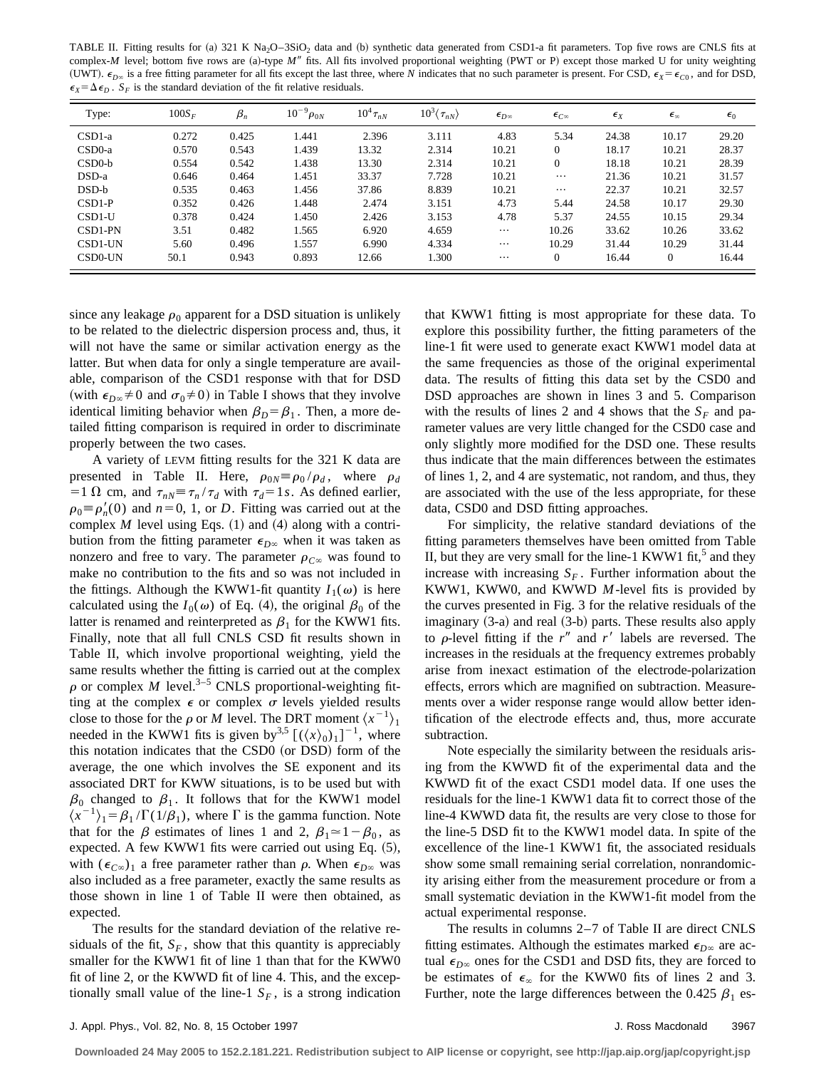TABLE II. Fitting results for (a) 321 K $Na_2O$–$3SiO_2$ data and (b) synthetic data generated from CSD1-a fit parameters. Top five rows are CNLS fits at complex-$M$ level; bottom five rows are (a)-type $M''$ fits. All fits involved proportional weighting (PWT or P) except those marked U for unity weighting (UWT). $\epsilon_{D\infty}$ is a free fitting parameter for all fits except the last three, where $N$ indicates that no such parameter is present. For CSD, $\epsilon_X = \epsilon_{C0}$, and for DSD, $\epsilon_X = \Delta\epsilon_D$. $S_F$ is the standard deviation of the fit relative residuals.

| Type: | $100S_F$ | $\beta_n$ | $10^{-9}\rho_{0N}$ | $10^4\tau_{nN}$ | $10^3\langle\tau_{nN}\rangle$ | $\epsilon_{D\infty}$ | $\epsilon_{C\infty}$ | $\epsilon_X$ | $\epsilon_\infty$ | $\epsilon_0$ |
|---|---|---|---|---|---|---|---|---|---|---|
| CSD1-a | 0.272 | 0.425 | 1.441 | 2.396 | 3.111 | 4.83 | 5.34 | 24.38 | 10.17 | 29.20 |
| CSD0-a | 0.570 | 0.543 | 1.439 | 13.32 | 2.314 | 10.21 | 0 | 18.17 | 10.21 | 28.37 |
| CSD0-b | 0.554 | 0.542 | 1.438 | 13.30 | 2.314 | 10.21 | 0 | 18.18 | 10.21 | 28.39 |
| DSD-a | 0.646 | 0.464 | 1.451 | 33.37 | 7.728 | 10.21 | ⋯ | 21.36 | 10.21 | 31.57 |
| DSD-b | 0.535 | 0.463 | 1.456 | 37.86 | 8.839 | 10.21 | ⋯ | 22.37 | 10.21 | 32.57 |
| CSD1-P | 0.352 | 0.426 | 1.448 | 2.474 | 3.151 | 4.73 | 5.44 | 24.58 | 10.17 | 29.30 |
| CSD1-U | 0.378 | 0.424 | 1.450 | 2.426 | 3.153 | 4.78 | 5.37 | 24.55 | 10.15 | 29.34 |
| CSD1-PN | 3.51 | 0.482 | 1.565 | 6.920 | 4.659 | ⋯ | 10.26 | 33.62 | 10.26 | 33.62 |
| CSD1-UN | 5.60 | 0.496 | 1.557 | 6.990 | 4.334 | ⋯ | 10.29 | 31.44 | 10.29 | 31.44 |
| CSD0-UN | 50.1 | 0.943 | 0.893 | 12.66 | 1.300 | ⋯ | 0 | 16.44 | 0 | 16.44 |

since any leakage $\rho_0$ apparent for a DSD situation is unlikely to be related to the dielectric dispersion process and, thus, it will not have the same or similar activation energy as the latter. But when data for only a single temperature are available, comparison of the CSD1 response with that for DSD (with $\epsilon_{D\infty} \neq 0$ and $\sigma_0 \neq 0$) in Table I shows that they involve identical limiting behavior when $\beta_D = \beta_1$. Then, a more detailed fitting comparison is required in order to discriminate properly between the two cases.

A variety of LEVM fitting results for the 321 K data are presented in Table II. Here, $\rho_{0N} \equiv \rho_0/\rho_d$, where $\rho_d = 1\ \Omega$ cm, and $\tau_{nN} \equiv \tau_n/\tau_d$ with $\tau_d = 1$ s. As defined earlier, $\rho_0 \equiv \rho_n'(0)$ and $n = 0$, 1, or $D$. Fitting was carried out at the complex $M$ level using Eqs. (1) and (4) along with a contribution from the fitting parameter $\epsilon_{D\infty}$ when it was taken as nonzero and free to vary. The parameter $\rho_{C\infty}$ was found to make no contribution to the fits and so was not included in the fittings. Although the KWW1-fit quantity $I_1(\omega)$ is here calculated using the $I_0(\omega)$ of Eq. (4), the original $\beta_0$ of the latter is renamed and reinterpreted as $\beta_1$ for the KWW1 fits. Finally, note that all full CNLS CSD fit results shown in Table II, which involve proportional weighting, yield the same results whether the fitting is carried out at the complex $\rho$ or complex $M$ level.[3–5] CNLS proportional-weighting fitting at the complex $\epsilon$ or complex $\sigma$ levels yielded results close to those for the $\rho$ or $M$ level. The DRT moment $\langle x^{-1}\rangle_1$ needed in the KWW1 fits is given by[3,5] $[(\langle x\rangle_0)_1]^{-1}$, where this notation indicates that the CSD0 (or DSD) form of the average, the one which involves the SE exponent and its associated DRT for KWW situations, is to be used but with $\beta_0$ changed to $\beta_1$. It follows that for the KWW1 model $\langle x^{-1}\rangle_1 = \beta_1/\Gamma(1/\beta_1)$, where $\Gamma$ is the gamma function. Note that for the $\beta$ estimates of lines 1 and 2, $\beta_1 \simeq 1 - \beta_0$, as expected. A few KWW1 fits were carried out using Eq. (5), with $(\epsilon_{C\infty})_1$ a free parameter rather than $\rho$. When $\epsilon_{D\infty}$ was also included as a free parameter, exactly the same results as those shown in line 1 of Table II were then obtained, as expected.

The results for the standard deviation of the relative residuals of the fit, $S_F$, show that this quantity is appreciably smaller for the KWW1 fit of line 1 than that for the KWW0 fit of line 2, or the KWWD fit of line 4. This, and the exceptionally small value of the line-1 $S_F$, is a strong indication that KWW1 fitting is most appropriate for these data. To explore this possibility further, the fitting parameters of the line-1 fit were used to generate exact KWW1 model data at the same frequencies as those of the original experimental data. The results of fitting this data set by the CSD0 and DSD approaches are shown in lines 3 and 5. Comparison with the results of lines 2 and 4 shows that the $S_F$ and parameter values are very little changed for the CSD0 case and only slightly more modified for the DSD one. These results thus indicate that the main differences between the estimates of lines 1, 2, and 4 are systematic, not random, and thus, they are associated with the use of the less appropriate, for these data, CSD0 and DSD fitting approaches.

For simplicity, the relative standard deviations of the fitting parameters themselves have been omitted from Table II, but they are very small for the line-1 KWW1 fit,[5] and they increase with increasing $S_F$. Further information about the KWW1, KWW0, and KWWD $M$-level fits is provided by the curves presented in Fig. 3 for the relative residuals of the imaginary (3-a) and real (3-b) parts. These results also apply to $\rho$-level fitting if the $r''$ and $r'$ labels are reversed. The increases in the residuals at the frequency extremes probably arise from inexact estimation of the electrode-polarization effects, errors which are magnified on subtraction. Measurements over a wider response range would allow better identification of the electrode effects and, thus, more accurate subtraction.

Note especially the similarity between the residuals arising from the KWWD fit of the experimental data and the KWWD fit of the exact CSD1 model data. If one uses the residuals for the line-1 KWW1 data fit to correct those of the line-4 KWWD data fit, the results are very close to those for the line-5 DSD fit to the KWW1 model data. In spite of the excellence of the line-1 KWW1 fit, the associated residuals show some small remaining serial correlation, nonrandomicity arising either from the measurement procedure or from a small systematic deviation in the KWW1-fit model from the actual experimental response.

The results in columns 2–7 of Table II are direct CNLS fitting estimates. Although the estimates marked $\epsilon_{D\infty}$ are actual $\epsilon_{D\infty}$ ones for the CSD1 and DSD fits, they are forced to be estimates of $\epsilon_\infty$ for the KWW0 fits of lines 2 and 3. Further, note the large differences between the 0.425 $\beta_1$ es-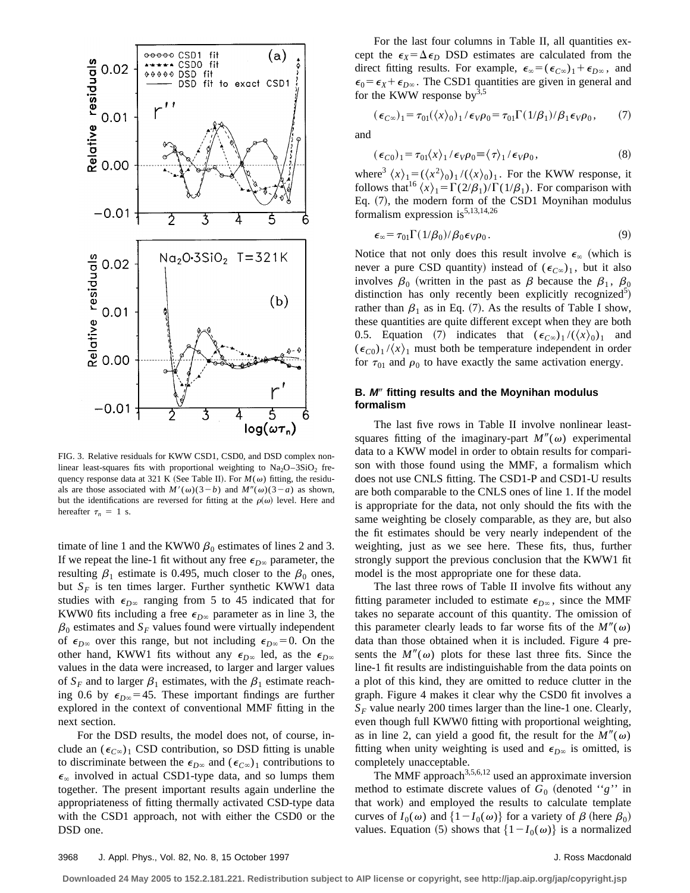FIG. 3. Relative residuals for KWW CSD1, CSD0, and DSD complex nonlinear least-squares fits with proportional weighting to $Na_2O-3SiO_2$ frequency response data at 321 K (See Table II). For $M(\omega)$ fitting, the residuals are those associated with $M'(\omega)(3-b)$ and $M''(\omega)(3-a)$ as shown, but the identifications are reversed for fitting at the $\rho(\omega)$ level. Here and hereafter $\tau_n = 1$ s.

timate of line 1 and the KWW0 $\beta_0$ estimates of lines 2 and 3. If we repeat the line-1 fit without any free $\epsilon_{D\infty}$ parameter, the resulting $\beta_1$ estimate is 0.495, much closer to the $\beta_0$ ones, but $S_F$ is ten times larger. Further synthetic KWW1 data studies with $\epsilon_{D\infty}$ ranging from 5 to 45 indicated that for KWW0 fits including a free $\epsilon_{D\infty}$ parameter as in line 3, the $\beta_0$ estimates and $S_F$ values found were virtually independent of $\epsilon_{D\infty}$ over this range, but not including $\epsilon_{D\infty}=0$. On the other hand, KWW1 fits without any $\epsilon_{D\infty}$ led, as the $\epsilon_{D\infty}$ values in the data were increased, to larger and larger values of $S_F$ and to larger $\beta_1$ estimates, with the $\beta_1$ estimate reaching 0.6 by $\epsilon_{D\infty}=45$. These important findings are further explored in the context of conventional MMF fitting in the next section.

For the DSD results, the model does not, of course, include an $(\epsilon_{C\infty})_1$ CSD contribution, so DSD fitting is unable to discriminate between the $\epsilon_{D\infty}$ and $(\epsilon_{C\infty})_1$ contributions to $\epsilon_\infty$ involved in actual CSD1-type data, and so lumps them together. The present important results again underline the appropriateness of fitting thermally activated CSD-type data with the CSD1 approach, not with either the CSD0 or the DSD one.

For the last four columns in Table II, all quantities except the $\epsilon_X = \Delta\epsilon_D$ DSD estimates are calculated from the direct fitting results. For example, $\epsilon_\infty = (\epsilon_{C\infty})_1 + \epsilon_{D\infty}$, and $\epsilon_0 = \epsilon_X + \epsilon_{D\infty}$. The CSD1 quantities are given in general and for the KWW response by[3,5]

$$(\epsilon_{C\infty})_1 = \tau_{01}(\langle x\rangle_0)_1/\epsilon_V\rho_0 = \tau_{01}\Gamma(1/\beta_1)/\beta_1\epsilon_V\rho_0, \tag{7}$$

and

$$(\epsilon_{C0})_1 = \tau_{01}\langle x\rangle_1/\epsilon_V\rho_0 \equiv \langle\tau\rangle_1/\epsilon_V\rho_0, \tag{8}$$

where[3] $\langle x\rangle_1 = (\langle x^2\rangle_0)_1/(\langle x\rangle_0)_1$. For the KWW response, it follows that[16] $\langle x\rangle_1 = \Gamma(2/\beta_1)/\Gamma(1/\beta_1)$. For comparison with Eq. (7), the modern form of the CSD1 Moynihan modulus formalism expression is[5,13,14,26]

$$\epsilon_\infty = \tau_{01}\Gamma(1/\beta_0)/\beta_0\epsilon_V\rho_0. \tag{9}$$

Notice that not only does this result involve $\epsilon_\infty$ (which is never a pure CSD quantity) instead of $(\epsilon_{C\infty})_1$, but it also involves $\beta_0$ (written in the past as $\beta$ because the $\beta_1$, $\beta_0$ distinction has only recently been explicitly recognized[5]) rather than $\beta_1$ as in Eq. (7). As the results of Table I show, these quantities are quite different except when they are both 0.5. Equation (7) indicates that $(\epsilon_{C\infty})_1/(\langle x\rangle_0)_1$ and $(\epsilon_{C0})_1/\langle x\rangle_1$ must both be temperature independent in order for $\tau_{01}$ and $\rho_0$ to have exactly the same activation energy.

### B. $M''$ fitting results and the Moynihan modulus formalism

The last five rows in Table II involve nonlinear least-squares fitting of the imaginary-part $M''(\omega)$ experimental data to a KWW model in order to obtain results for comparison with those found using the MMF, a formalism which does not use CNLS fitting. The CSD1-P and CSD1-U results are both comparable to the CNLS ones of line 1. If the model is appropriate for the data, not only should the fits with the same weighting be closely comparable, as they are, but also the fit estimates should be very nearly independent of the weighting, just as we see here. These fits, thus, further strongly support the previous conclusion that the KWW1 fit model is the most appropriate one for these data.

The last three rows of Table II involve fits without any fitting parameter included to estimate $\epsilon_{D\infty}$, since the MMF takes no separate account of this quantity. The omission of this parameter clearly leads to far worse fits of the $M''(\omega)$ data than those obtained when it is included. Figure 4 presents the $M''(\omega)$ plots for these last three fits. Since the line-1 fit results are indistinguishable from the data points on a plot of this kind, they are omitted to reduce clutter in the graph. Figure 4 makes it clear why the CSD0 fit involves a $S_F$ value nearly 200 times larger than the line-1 one. Clearly, even though full KWW0 fitting with proportional weighting, as in line 2, can yield a good fit, the result for the $M''(\omega)$ fitting when unity weighting is used and $\epsilon_{D\infty}$ is omitted, is completely unacceptable.

The MMF approach[3,5,6,12] used an approximate inversion method to estimate discrete values of $G_0$ (denoted ''$g$'' in that work) and employed the results to calculate template curves of $I_0(\omega)$ and $\{1-I_0(\omega)\}$ for a variety of $\beta$ (here $\beta_0$) values. Equation (5) shows that $\{1-I_0(\omega)\}$ is a normalized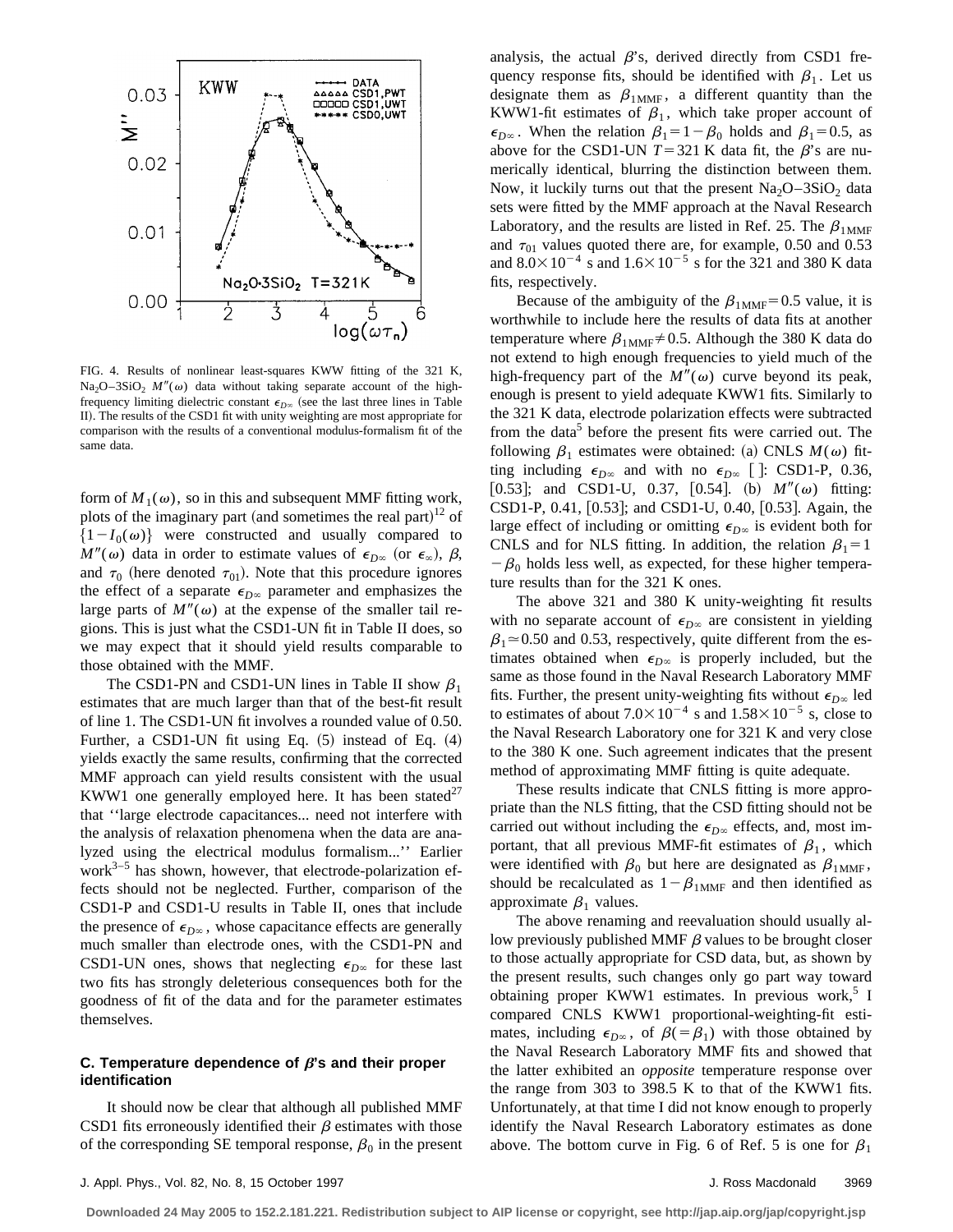FIG. 4. Results of nonlinear least-squares KWW fitting of the 321 K, $Na_2O$–$3SiO_2$ $M''(\omega)$ data without taking separate account of the high-frequency limiting dielectric constant $\epsilon_{D\infty}$ (see the last three lines in Table II). The results of the CSD1 fit with unity weighting are most appropriate for comparison with the results of a conventional modulus-formalism fit of the same data.

form of $M_1(\omega)$, so in this and subsequent MMF fitting work, plots of the imaginary part (and sometimes the real part)[12] of $\{1-I_0(\omega)\}$ were constructed and usually compared to $M''(\omega)$ data in order to estimate values of $\epsilon_{D\infty}$ (or $\epsilon_\infty$), $\beta$, and $\tau_0$ (here denoted $\tau_{01}$). Note that this procedure ignores the effect of a separate $\epsilon_{D\infty}$ parameter and emphasizes the large parts of $M''(\omega)$ at the expense of the smaller tail regions. This is just what the CSD1-UN fit in Table II does, so we may expect that it should yield results comparable to those obtained with the MMF.

The CSD1-PN and CSD1-UN lines in Table II show $\beta_1$ estimates that are much larger than that of the best-fit result of line 1. The CSD1-UN fit involves a rounded value of 0.50. Further, a CSD1-UN fit using Eq. (5) instead of Eq. (4) yields exactly the same results, confirming that the corrected MMF approach can yield results consistent with the usual KWW1 one generally employed here. It has been stated[27] that ''large electrode capacitances... need not interfere with the analysis of relaxation phenomena when the data are analyzed using the electrical modulus formalism...'' Earlier work[3–5] has shown, however, that electrode-polarization effects should not be neglected. Further, comparison of the CSD1-P and CSD1-U results in Table II, ones that include the presence of $\epsilon_{D\infty}$, whose capacitance effects are generally much smaller than electrode ones, with the CSD1-PN and CSD1-UN ones, shows that neglecting $\epsilon_{D\infty}$ for these last two fits has strongly deleterious consequences both for the goodness of fit of the data and for the parameter estimates themselves.

### C. Temperature dependence of $\beta$'s and their proper identification

It should now be clear that although all published MMF CSD1 fits erroneously identified their $\beta$ estimates with those of the corresponding SE temporal response, $\beta_0$ in the present analysis, the actual $\beta$'s, derived directly from CSD1 frequency response fits, should be identified with $\beta_1$. Let us designate them as $\beta_{1\text{MMF}}$, a different quantity than the KWW1-fit estimates of $\beta_1$, which take proper account of $\epsilon_{D\infty}$. When the relation $\beta_1 = 1-\beta_0$ holds and $\beta_1 = 0.5$, as above for the CSD1-UN $T=321$ K data fit, the $\beta$'s are numerically identical, blurring the distinction between them. Now, it luckily turns out that the present $Na_2O$–$3SiO_2$ data sets were fitted by the MMF approach at the Naval Research Laboratory, and the results are listed in Ref. 25. The $\beta_{1\text{MMF}}$ and $\tau_{01}$ values quoted there are, for example, 0.50 and 0.53 and $8.0\times10^{-4}$ s and $1.6\times10^{-5}$ s for the 321 and 380 K data fits, respectively.

Because of the ambiguity of the $\beta_{1\text{MMF}} = 0.5$ value, it is worthwhile to include here the results of data fits at another temperature where $\beta_{1\text{MMF}} \neq 0.5$. Although the 380 K data do not extend to high enough frequencies to yield much of the high-frequency part of the $M''(\omega)$ curve beyond its peak, enough is present to yield adequate KWW1 fits. Similarly to the 321 K data, electrode polarization effects were subtracted from the data[5] before the present fits were carried out. The following $\beta_1$ estimates were obtained: (a) CNLS $M(\omega)$ fitting including $\epsilon_{D\infty}$ and with no $\epsilon_{D\infty}$ [ ]: CSD1-P, 0.36, [0.53]; and CSD1-U, 0.37, [0.54]. (b) $M''(\omega)$ fitting: CSD1-P, 0.41, [0.53]; and CSD1-U, 0.40, [0.53]. Again, the large effect of including or omitting $\epsilon_{D\infty}$ is evident both for CNLS and for NLS fitting. In addition, the relation $\beta_1 = 1-\beta_0$ holds less well, as expected, for these higher temperature results than for the 321 K ones.

The above 321 and 380 K unity-weighting fit results with no separate account of $\epsilon_{D\infty}$ are consistent in yielding $\beta_1 \simeq 0.50$ and 0.53, respectively, quite different from the estimates obtained when $\epsilon_{D\infty}$ is properly included, but the same as those found in the Naval Research Laboratory MMF fits. Further, the present unity-weighting fits without $\epsilon_{D\infty}$ led to estimates of about $7.0\times10^{-4}$ s and $1.58\times10^{-5}$ s, close to the Naval Research Laboratory one for 321 K and very close to the 380 K one. Such agreement indicates that the present method of approximating MMF fitting is quite adequate.

These results indicate that CNLS fitting is more appropriate than the NLS fitting, that the CSD fitting should not be carried out without including the $\epsilon_{D\infty}$ effects, and, most important, that all previous MMF-fit estimates of $\beta_1$, which were identified with $\beta_0$ but here are designated as $\beta_{1\text{MMF}}$, should be recalculated as $1-\beta_{1\text{MMF}}$ and then identified as approximate $\beta_1$ values.

The above renaming and reevaluation should usually allow previously published MMF $\beta$ values to be brought closer to those actually appropriate for CSD data, but, as shown by the present results, such changes only go part way toward obtaining proper KWW1 estimates. In previous work,[5] I compared CNLS KWW1 proportional-weighting-fit estimates, including $\epsilon_{D\infty}$, of $\beta(=\beta_1)$ with those obtained by the Naval Research Laboratory MMF fits and showed that the latter exhibited an *opposite* temperature response over the range from 303 to 398.5 K to that of the KWW1 fits. Unfortunately, at that time I did not know enough to properly identify the Naval Research Laboratory estimates as done above. The bottom curve in Fig. 6 of Ref. 5 is one for $\beta_1$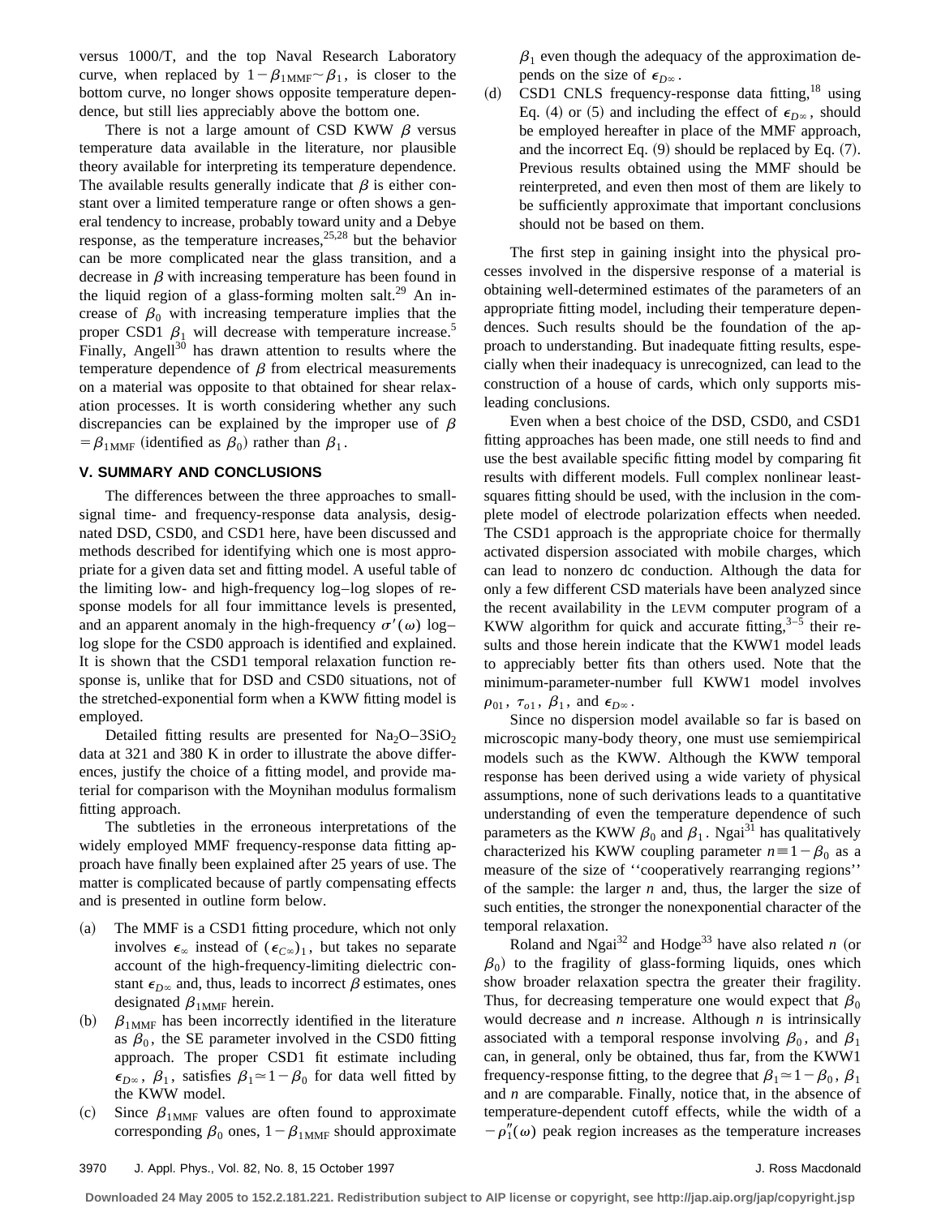versus 1000/T, and the top Naval Research Laboratory curve, when replaced by $1-\beta_{1\mathrm{MMF}}\sim\beta_1$, is closer to the bottom curve, no longer shows opposite temperature dependence, but still lies appreciably above the bottom one.

There is not a large amount of CSD KWW $\beta$ versus temperature data available in the literature, nor plausible theory available for interpreting its temperature dependence. The available results generally indicate that $\beta$ is either constant over a limited temperature range or often shows a general tendency to increase, probably toward unity and a Debye response, as the temperature increases,[25,28] but the behavior can be more complicated near the glass transition, and a decrease in $\beta$ with increasing temperature has been found in the liquid region of a glass-forming molten salt.[29] An increase of $\beta_0$ with increasing temperature implies that the proper CSD1 $\beta_1$ will decrease with temperature increase.[5] Finally, Angell[30] has drawn attention to results where the temperature dependence of $\beta$ from electrical measurements on a material was opposite to that obtained for shear relaxation processes. It is worth considering whether any such discrepancies can be explained by the improper use of $\beta=\beta_{1\mathrm{MMF}}$ (identified as $\beta_0$) rather than $\beta_1$.

## V. SUMMARY AND CONCLUSIONS

The differences between the three approaches to small-signal time- and frequency-response data analysis, designated DSD, CSD0, and CSD1 here, have been discussed and methods described for identifying which one is most appropriate for a given data set and fitting model. A useful table of the limiting low- and high-frequency log–log slopes of response models for all four immittance levels is presented, and an apparent anomaly in the high-frequency $\sigma'(\omega)$ log–log slope for the CSD0 approach is identified and explained. It is shown that the CSD1 temporal relaxation function response is, unlike that for DSD and CSD0 situations, not of the stretched-exponential form when a KWW fitting model is employed.

Detailed fitting results are presented for $Na_2O$–$3SiO_2$ data at 321 and 380 K in order to illustrate the above differences, justify the choice of a fitting model, and provide material for comparison with the Moynihan modulus formalism fitting approach.

The subtleties in the erroneous interpretations of the widely employed MMF frequency-response data fitting approach have finally been explained after 25 years of use. The matter is complicated because of partly compensating effects and is presented in outline form below.

(a) The MMF is a CSD1 fitting procedure, which not only involves $\epsilon_\infty$ instead of $(\epsilon_{C\infty})_1$, but takes no separate account of the high-frequency-limiting dielectric constant $\epsilon_{D\infty}$ and, thus, leads to incorrect $\beta$ estimates, ones designated $\beta_{1\mathrm{MMF}}$ herein.

(b) $\beta_{1\mathrm{MMF}}$ has been incorrectly identified in the literature as $\beta_0$, the SE parameter involved in the CSD0 fitting approach. The proper CSD1 fit estimate including $\epsilon_{D\infty}$, $\beta_1$, satisfies $\beta_1\simeq 1-\beta_0$ for data well fitted by the KWW model.

(c) Since $\beta_{1\mathrm{MMF}}$ values are often found to approximate corresponding $\beta_0$ ones, $1-\beta_{1\mathrm{MMF}}$ should approximate $\beta_1$ even though the adequacy of the approximation depends on the size of $\epsilon_{D\infty}$.

(d) CSD1 CNLS frequency-response data fitting,[18] using Eq. (4) or (5) and including the effect of $\epsilon_{D\infty}$, should be employed hereafter in place of the MMF approach, and the incorrect Eq. (9) should be replaced by Eq. (7). Previous results obtained using the MMF should be reinterpreted, and even then most of them are likely to be sufficiently approximate that important conclusions should not be based on them.

The first step in gaining insight into the physical processes involved in the dispersive response of a material is obtaining well-determined estimates of the parameters of an appropriate fitting model, including their temperature dependences. Such results should be the foundation of the approach to understanding. But inadequate fitting results, especially when their inadequacy is unrecognized, can lead to the construction of a house of cards, which only supports misleading conclusions.

Even when a best choice of the DSD, CSD0, and CSD1 fitting approaches has been made, one still needs to find and use the best available specific fitting model by comparing fit results with different models. Full complex nonlinear least-squares fitting should be used, with the inclusion in the complete model of electrode polarization effects when needed. The CSD1 approach is the appropriate choice for thermally activated dispersion associated with mobile charges, which can lead to nonzero dc conduction. Although the data for only a few different CSD materials have been analyzed since the recent availability in the LEVM computer program of a KWW algorithm for quick and accurate fitting,[3–5] their results and those herein indicate that the KWW1 model leads to appreciably better fits than others used. Note that the minimum-parameter-number full KWW1 model involves $\rho_{01}$, $\tau_{o1}$, $\beta_1$, and $\epsilon_{D\infty}$.

Since no dispersion model available so far is based on microscopic many-body theory, one must use semiempirical models such as the KWW. Although the KWW temporal response has been derived using a wide variety of physical assumptions, none of such derivations leads to a quantitative understanding of even the temperature dependence of such parameters as the KWW $\beta_0$ and $\beta_1$. Ngai[31] has qualitatively characterized his KWW coupling parameter $n\equiv 1-\beta_0$ as a measure of the size of ''cooperatively rearranging regions'' of the sample: the larger $n$ and, thus, the larger the size of such entities, the stronger the nonexponential character of the temporal relaxation.

Roland and Ngai[32] and Hodge[33] have also related $n$ (or $\beta_0$) to the fragility of glass-forming liquids, ones which show broader relaxation spectra the greater their fragility. Thus, for decreasing temperature one would expect that $\beta_0$ would decrease and $n$ increase. Although $n$ is intrinsically associated with a temporal response involving $\beta_0$, and $\beta_1$ can, in general, only be obtained, thus far, from the KWW1 frequency-response fitting, to the degree that $\beta_1\simeq 1-\beta_0$, $\beta_1$ and $n$ are comparable. Finally, notice that, in the absence of temperature-dependent cutoff effects, while the width of a $-\rho_1''(\omega)$ peak region increases as the temperature increases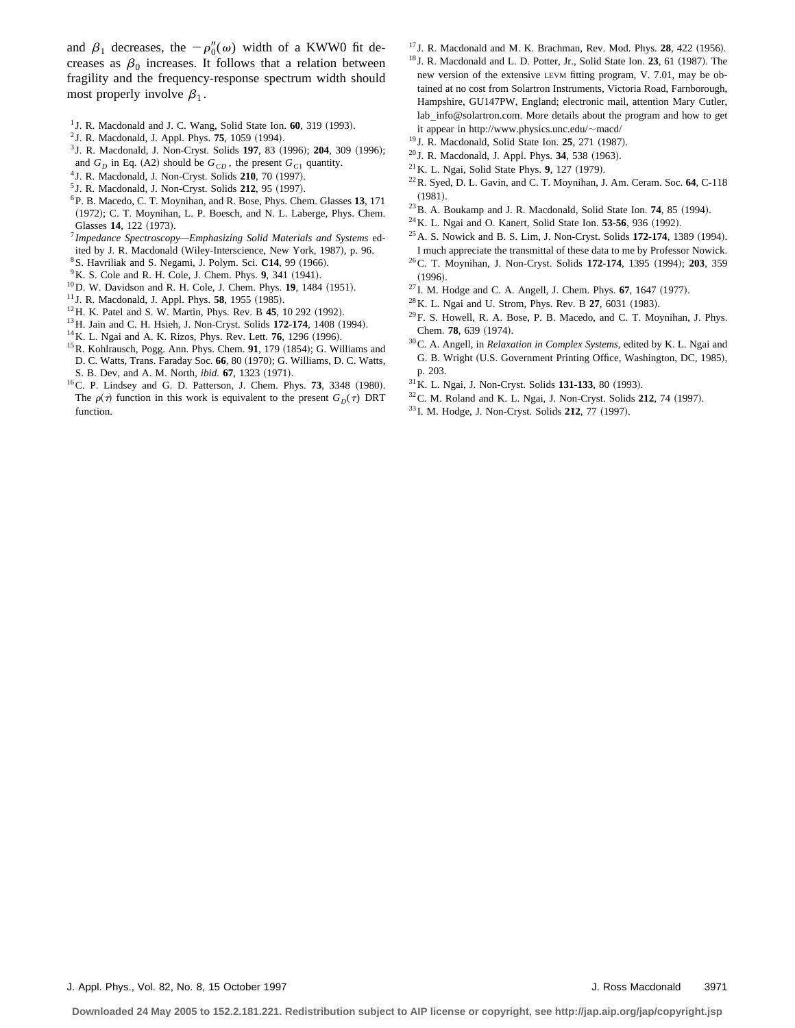and $\beta_1$ decreases, the $-\rho_0''(\omega)$ width of a KWW0 fit decreases as $\beta_0$ increases. It follows that a relation between fragility and the frequency-response spectrum width should most properly involve $\beta_1$.

[1] J. R. Macdonald and J. C. Wang, Solid State Ion. **60**, 319 (1993).
[2] J. R. Macdonald, J. Appl. Phys. **75**, 1059 (1994).
[3] J. R. Macdonald, J. Non-Cryst. Solids **197**, 83 (1996); **204**, 309 (1996); and $G_D$ in Eq. (A2) should be $G_{CD}$, the present $G_{C1}$ quantity.
[4] J. R. Macdonald, J. Non-Cryst. Solids **210**, 70 (1997).
[5] J. R. Macdonald, J. Non-Cryst. Solids **212**, 95 (1997).
[6] P. B. Macedo, C. T. Moynihan, and R. Bose, Phys. Chem. Glasses **13**, 171 (1972); C. T. Moynihan, L. P. Boesch, and N. L. Laberge, Phys. Chem. Glasses **14**, 122 (1973).
[7] *Impedance Spectroscopy—Emphasizing Solid Materials and Systems* edited by J. R. Macdonald (Wiley-Interscience, New York, 1987), p. 96.
[8] S. Havriliak and S. Negami, J. Polym. Sci. **C14**, 99 (1966).
[9] K. S. Cole and R. H. Cole, J. Chem. Phys. **9**, 341 (1941).
[10] D. W. Davidson and R. H. Cole, J. Chem. Phys. **19**, 1484 (1951).
[11] J. R. Macdonald, J. Appl. Phys. **58**, 1955 (1985).
[12] H. K. Patel and S. W. Martin, Phys. Rev. B **45**, 10 292 (1992).
[13] H. Jain and C. H. Hsieh, J. Non-Cryst. Solids **172-174**, 1408 (1994).
[14] K. L. Ngai and A. K. Rizos, Phys. Rev. Lett. **76**, 1296 (1996).
[15] R. Kohlrausch, Pogg. Ann. Phys. Chem. **91**, 179 (1854); G. Williams and D. C. Watts, Trans. Faraday Soc. **66**, 80 (1970); G. Williams, D. C. Watts, S. B. Dev, and A. M. North, *ibid.* **67**, 1323 (1971).
[16] C. P. Lindsey and G. D. Patterson, J. Chem. Phys. **73**, 3348 (1980). The $\rho(\tau)$ function in this work is equivalent to the present $G_D(\tau)$ DRT function.
[17] J. R. Macdonald and M. K. Brachman, Rev. Mod. Phys. **28**, 422 (1956).
[18] J. R. Macdonald and L. D. Potter, Jr., Solid State Ion. **23**, 61 (1987). The new version of the extensive LEVM fitting program, V. 7.01, may be obtained at no cost from Solartron Instruments, Victoria Road, Farnborough, Hampshire, GU147PW, England; electronic mail, attention Mary Cutler, lab_info@solartron.com. More details about the program and how to get it appear in http://www.physics.unc.edu/~macd/
[19] J. R. Macdonald, Solid State Ion. **25**, 271 (1987).
[20] J. R. Macdonald, J. Appl. Phys. **34**, 538 (1963).
[21] K. L. Ngai, Solid State Phys. **9**, 127 (1979).
[22] R. Syed, D. L. Gavin, and C. T. Moynihan, J. Am. Ceram. Soc. **64**, C-118 (1981).
[23] B. A. Boukamp and J. R. Macdonald, Solid State Ion. **74**, 85 (1994).
[24] K. L. Ngai and O. Kanert, Solid State Ion. **53-56**, 936 (1992).
[25] A. S. Nowick and B. S. Lim, J. Non-Cryst. Solids **172-174**, 1389 (1994). I much appreciate the transmittal of these data to me by Professor Nowick.
[26] C. T. Moynihan, J. Non-Cryst. Solids **172-174**, 1395 (1994); **203**, 359 (1996).
[27] I. M. Hodge and C. A. Angell, J. Chem. Phys. **67**, 1647 (1977).
[28] K. L. Ngai and U. Strom, Phys. Rev. B **27**, 6031 (1983).
[29] F. S. Howell, R. A. Bose, P. B. Macedo, and C. T. Moynihan, J. Phys. Chem. **78**, 639 (1974).
[30] C. A. Angell, in *Relaxation in Complex Systems*, edited by K. L. Ngai and G. B. Wright (U.S. Government Printing Office, Washington, DC, 1985), p. 203.
[31] K. L. Ngai, J. Non-Cryst. Solids **131-133**, 80 (1993).
[32] C. M. Roland and K. L. Ngai, J. Non-Cryst. Solids **212**, 74 (1997).
[33] I. M. Hodge, J. Non-Cryst. Solids **212**, 77 (1997).